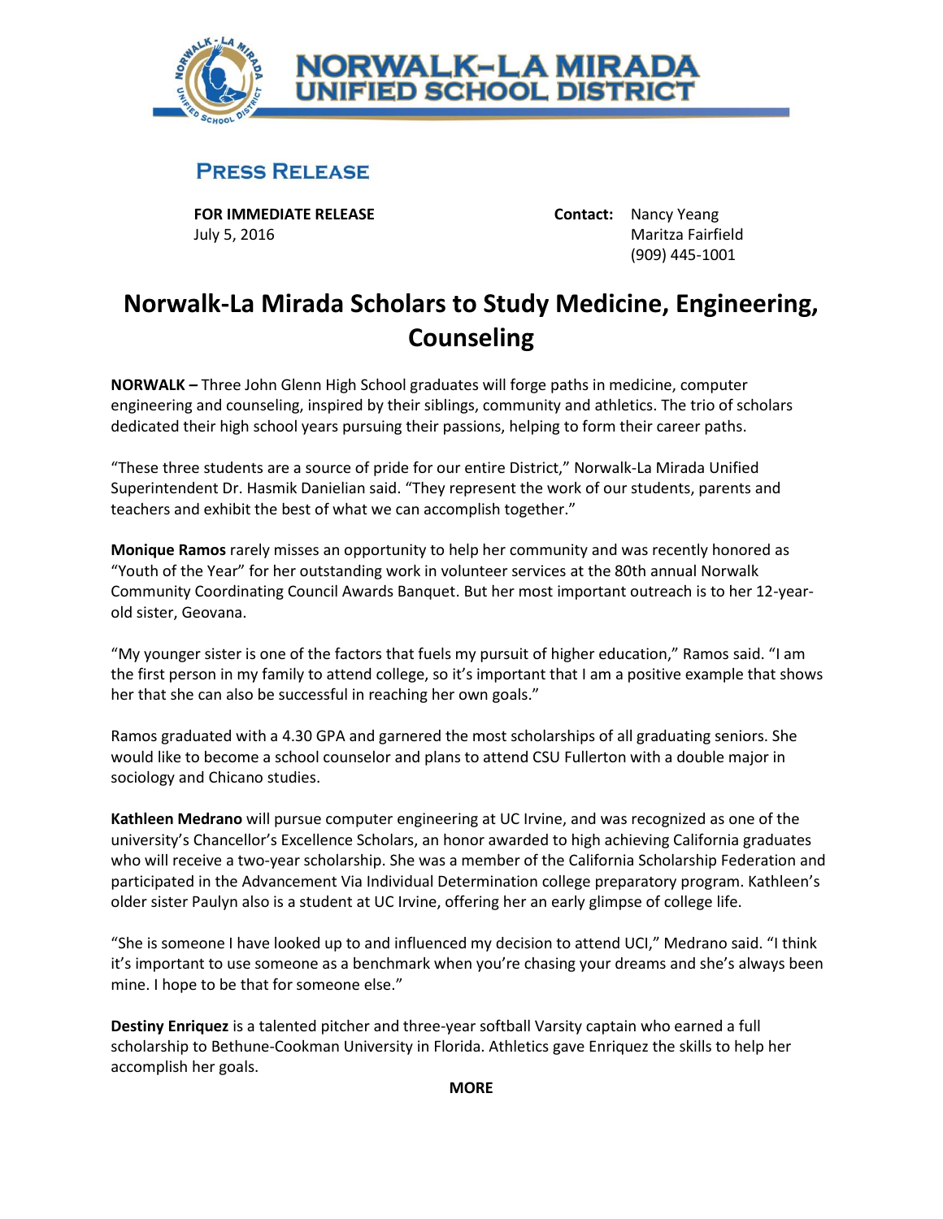# NORWALK–LA MIRADA UNIFIED SCHOOL DISTRICT

## PRESS RELEASE

**FOR IMMEDIATE RELEASE**
July 5, 2016

**Contact:** Nancy Yeang
Maritza Fairfield
(909) 445-1001

# Norwalk-La Mirada Scholars to Study Medicine, Engineering, Counseling

**NORWALK –** Three John Glenn High School graduates will forge paths in medicine, computer engineering and counseling, inspired by their siblings, community and athletics. The trio of scholars dedicated their high school years pursuing their passions, helping to form their career paths.

"These three students are a source of pride for our entire District," Norwalk-La Mirada Unified Superintendent Dr. Hasmik Danielian said. "They represent the work of our students, parents and teachers and exhibit the best of what we can accomplish together."

**Monique Ramos** rarely misses an opportunity to help her community and was recently honored as "Youth of the Year" for her outstanding work in volunteer services at the 80th annual Norwalk Community Coordinating Council Awards Banquet. But her most important outreach is to her 12-year-old sister, Geovana.

"My younger sister is one of the factors that fuels my pursuit of higher education," Ramos said. "I am the first person in my family to attend college, so it's important that I am a positive example that shows her that she can also be successful in reaching her own goals."

Ramos graduated with a 4.30 GPA and garnered the most scholarships of all graduating seniors. She would like to become a school counselor and plans to attend CSU Fullerton with a double major in sociology and Chicano studies.

**Kathleen Medrano** will pursue computer engineering at UC Irvine, and was recognized as one of the university's Chancellor's Excellence Scholars, an honor awarded to high achieving California graduates who will receive a two-year scholarship. She was a member of the California Scholarship Federation and participated in the Advancement Via Individual Determination college preparatory program. Kathleen's older sister Paulyn also is a student at UC Irvine, offering her an early glimpse of college life.

"She is someone I have looked up to and influenced my decision to attend UCI," Medrano said. "I think it's important to use someone as a benchmark when you're chasing your dreams and she's always been mine. I hope to be that for someone else."

**Destiny Enriquez** is a talented pitcher and three-year softball Varsity captain who earned a full scholarship to Bethune-Cookman University in Florida. Athletics gave Enriquez the skills to help her accomplish her goals.

**MORE**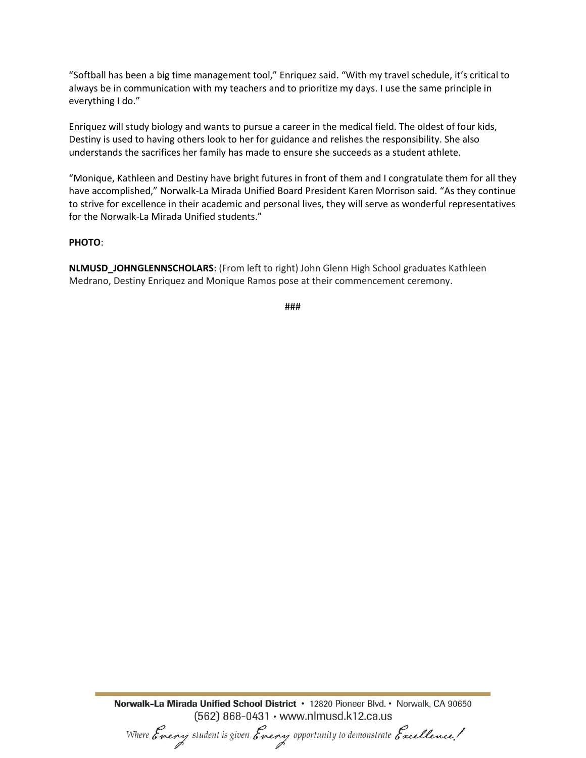"Softball has been a big time management tool," Enriquez said. "With my travel schedule, it's critical to always be in communication with my teachers and to prioritize my days. I use the same principle in everything I do."

Enriquez will study biology and wants to pursue a career in the medical field. The oldest of four kids, Destiny is used to having others look to her for guidance and relishes the responsibility. She also understands the sacrifices her family has made to ensure she succeeds as a student athlete.

"Monique, Kathleen and Destiny have bright futures in front of them and I congratulate them for all they have accomplished," Norwalk-La Mirada Unified Board President Karen Morrison said. "As they continue to strive for excellence in their academic and personal lives, they will serve as wonderful representatives for the Norwalk-La Mirada Unified students."

**PHOTO**:

**NLMUSD_JOHNGLENNSCHOLARS**: (From left to right) John Glenn High School graduates Kathleen Medrano, Destiny Enriquez and Monique Ramos pose at their commencement ceremony.

###

**Norwalk-La Mirada Unified School District** • 12820 Pioneer Blvd. • Norwalk, CA 90650
(562) 868-0431 • www.nlmusd.k12.ca.us
*Where Every student is given Every opportunity to demonstrate Excellence!*